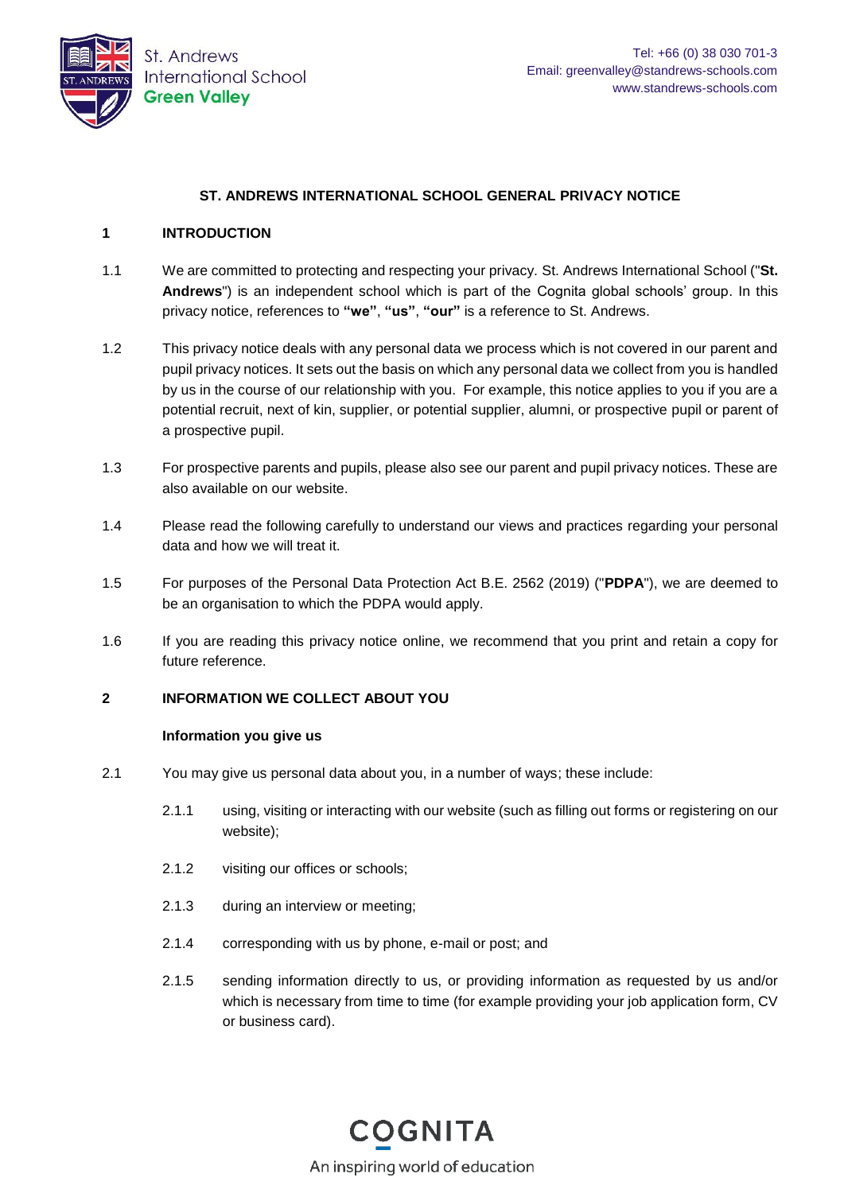# ST. ANDREWS INTERNATIONAL SCHOOL GENERAL PRIVACY NOTICE

## 1 INTRODUCTION

1.1 We are committed to protecting and respecting your privacy. St. Andrews International School ("**St. Andrews**") is an independent school which is part of the Cognita global schools' group. In this privacy notice, references to **"we"**, **"us"**, **"our"** is a reference to St. Andrews.

1.2 This privacy notice deals with any personal data we process which is not covered in our parent and pupil privacy notices. It sets out the basis on which any personal data we collect from you is handled by us in the course of our relationship with you. For example, this notice applies to you if you are a potential recruit, next of kin, supplier, or potential supplier, alumni, or prospective pupil or parent of a prospective pupil.

1.3 For prospective parents and pupils, please also see our parent and pupil privacy notices. These are also available on our website.

1.4 Please read the following carefully to understand our views and practices regarding your personal data and how we will treat it.

1.5 For purposes of the Personal Data Protection Act B.E. 2562 (2019) ("**PDPA**"), we are deemed to be an organisation to which the PDPA would apply.

1.6 If you are reading this privacy notice online, we recommend that you print and retain a copy for future reference.

## 2 INFORMATION WE COLLECT ABOUT YOU

**Information you give us**

2.1 You may give us personal data about you, in a number of ways; these include:

2.1.1 using, visiting or interacting with our website (such as filling out forms or registering on our website);

2.1.2 visiting our offices or schools;

2.1.3 during an interview or meeting;

2.1.4 corresponding with us by phone, e-mail or post; and

2.1.5 sending information directly to us, or providing information as requested by us and/or which is necessary from time to time (for example providing your job application form, CV or business card).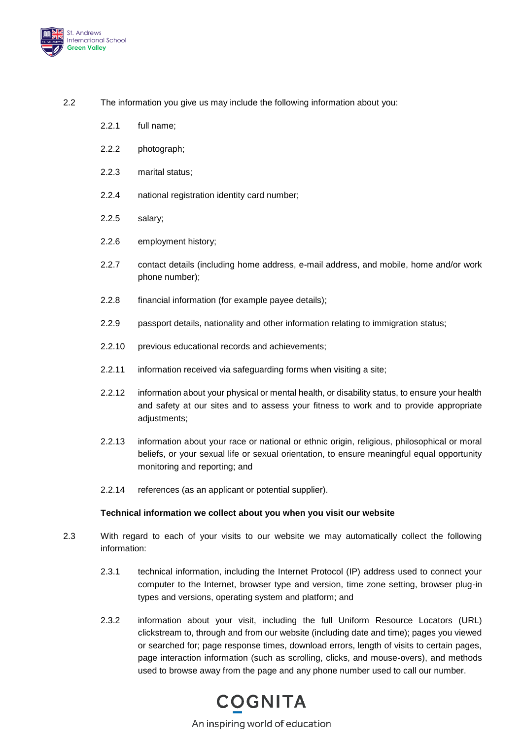2.2 The information you give us may include the following information about you:

- 2.2.1 full name;
- 2.2.2 photograph;
- 2.2.3 marital status;
- 2.2.4 national registration identity card number;
- 2.2.5 salary;
- 2.2.6 employment history;
- 2.2.7 contact details (including home address, e-mail address, and mobile, home and/or work phone number);
- 2.2.8 financial information (for example payee details);
- 2.2.9 passport details, nationality and other information relating to immigration status;
- 2.2.10 previous educational records and achievements;
- 2.2.11 information received via safeguarding forms when visiting a site;
- 2.2.12 information about your physical or mental health, or disability status, to ensure your health and safety at our sites and to assess your fitness to work and to provide appropriate adjustments;
- 2.2.13 information about your race or national or ethnic origin, religious, philosophical or moral beliefs, or your sexual life or sexual orientation, to ensure meaningful equal opportunity monitoring and reporting; and
- 2.2.14 references (as an applicant or potential supplier).

**Technical information we collect about you when you visit our website**

2.3 With regard to each of your visits to our website we may automatically collect the following information:

- 2.3.1 technical information, including the Internet Protocol (IP) address used to connect your computer to the Internet, browser type and version, time zone setting, browser plug-in types and versions, operating system and platform; and
- 2.3.2 information about your visit, including the full Uniform Resource Locators (URL) clickstream to, through and from our website (including date and time); pages you viewed or searched for; page response times, download errors, length of visits to certain pages, page interaction information (such as scrolling, clicks, and mouse-overs), and methods used to browse away from the page and any phone number used to call our number.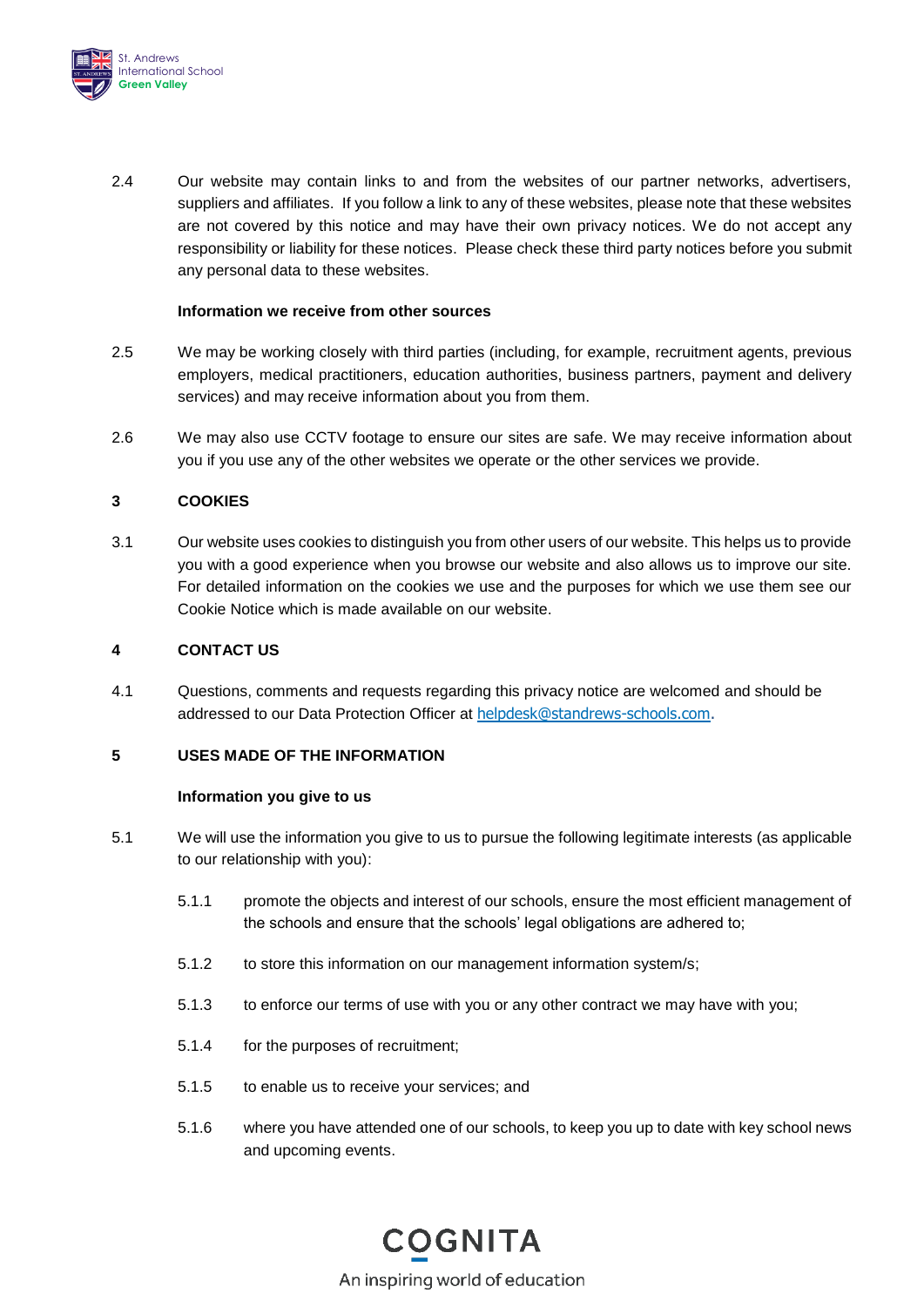2.4 Our website may contain links to and from the websites of our partner networks, advertisers, suppliers and affiliates. If you follow a link to any of these websites, please note that these websites are not covered by this notice and may have their own privacy notices. We do not accept any responsibility or liability for these notices. Please check these third party notices before you submit any personal data to these websites.

**Information we receive from other sources**

2.5 We may be working closely with third parties (including, for example, recruitment agents, previous employers, medical practitioners, education authorities, business partners, payment and delivery services) and may receive information about you from them.

2.6 We may also use CCTV footage to ensure our sites are safe. We may receive information about you if you use any of the other websites we operate or the other services we provide.

## 3 COOKIES

3.1 Our website uses cookies to distinguish you from other users of our website. This helps us to provide you with a good experience when you browse our website and also allows us to improve our site. For detailed information on the cookies we use and the purposes for which we use them see our Cookie Notice which is made available on our website.

## 4 CONTACT US

4.1 Questions, comments and requests regarding this privacy notice are welcomed and should be addressed to our Data Protection Officer at [helpdesk@standrews-schools.com](mailto:helpdesk@standrews-schools.com).

## 5 USES MADE OF THE INFORMATION

**Information you give to us**

5.1 We will use the information you give to us to pursue the following legitimate interests (as applicable to our relationship with you):

5.1.1 promote the objects and interest of our schools, ensure the most efficient management of the schools and ensure that the schools' legal obligations are adhered to;

5.1.2 to store this information on our management information system/s;

5.1.3 to enforce our terms of use with you or any other contract we may have with you;

5.1.4 for the purposes of recruitment;

5.1.5 to enable us to receive your services; and

5.1.6 where you have attended one of our schools, to keep you up to date with key school news and upcoming events.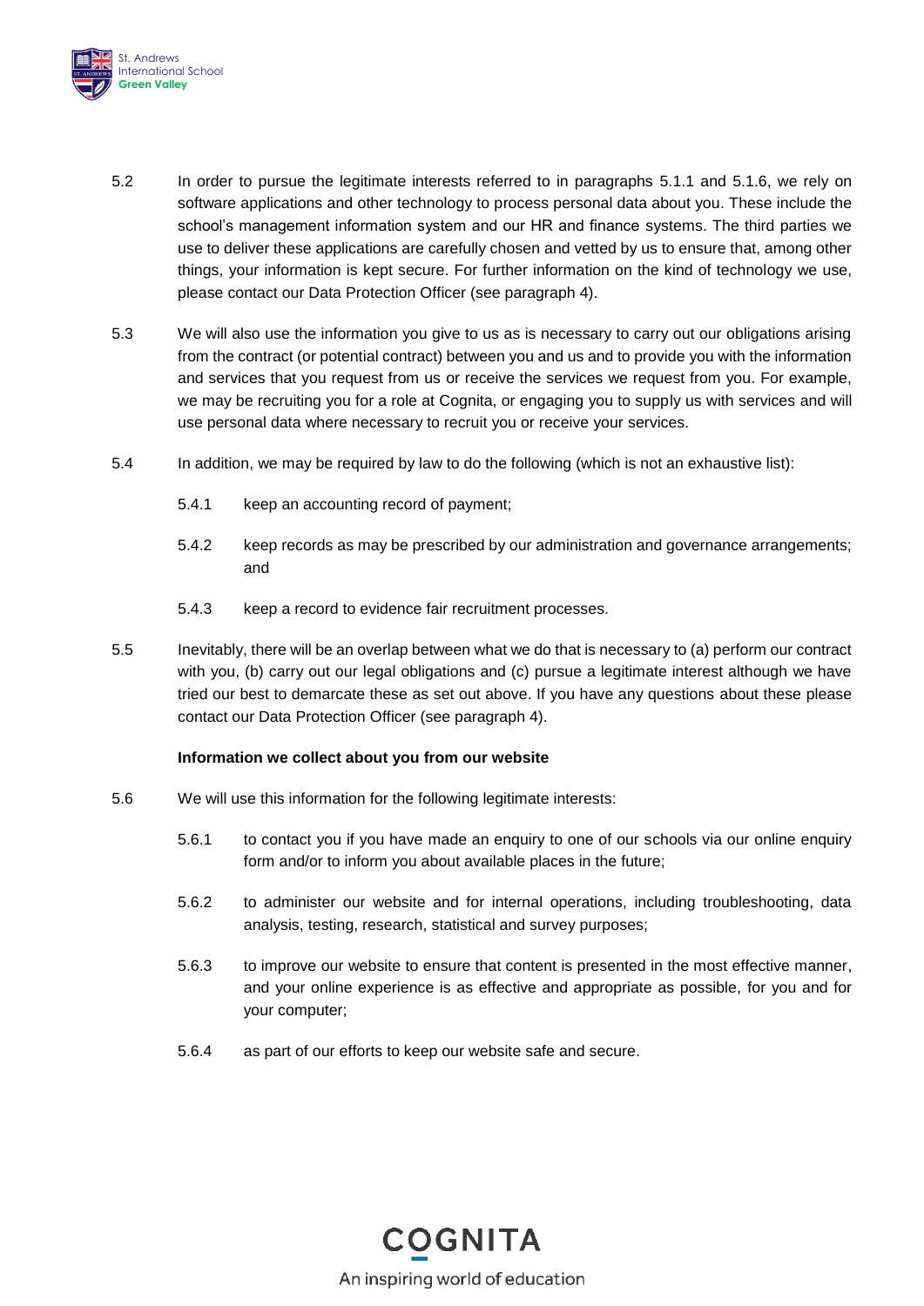5.2 In order to pursue the legitimate interests referred to in paragraphs 5.1.1 and 5.1.6, we rely on software applications and other technology to process personal data about you. These include the school's management information system and our HR and finance systems. The third parties we use to deliver these applications are carefully chosen and vetted by us to ensure that, among other things, your information is kept secure. For further information on the kind of technology we use, please contact our Data Protection Officer (see paragraph 4).

5.3 We will also use the information you give to us as is necessary to carry out our obligations arising from the contract (or potential contract) between you and us and to provide you with the information and services that you request from us or receive the services we request from you. For example, we may be recruiting you for a role at Cognita, or engaging you to supply us with services and will use personal data where necessary to recruit you or receive your services.

5.4 In addition, we may be required by law to do the following (which is not an exhaustive list):

5.4.1 keep an accounting record of payment;

5.4.2 keep records as may be prescribed by our administration and governance arrangements; and

5.4.3 keep a record to evidence fair recruitment processes.

5.5 Inevitably, there will be an overlap between what we do that is necessary to (a) perform our contract with you, (b) carry out our legal obligations and (c) pursue a legitimate interest although we have tried our best to demarcate these as set out above. If you have any questions about these please contact our Data Protection Officer (see paragraph 4).

**Information we collect about you from our website**

5.6 We will use this information for the following legitimate interests:

5.6.1 to contact you if you have made an enquiry to one of our schools via our online enquiry form and/or to inform you about available places in the future;

5.6.2 to administer our website and for internal operations, including troubleshooting, data analysis, testing, research, statistical and survey purposes;

5.6.3 to improve our website to ensure that content is presented in the most effective manner, and your online experience is as effective and appropriate as possible, for you and for your computer;

5.6.4 as part of our efforts to keep our website safe and secure.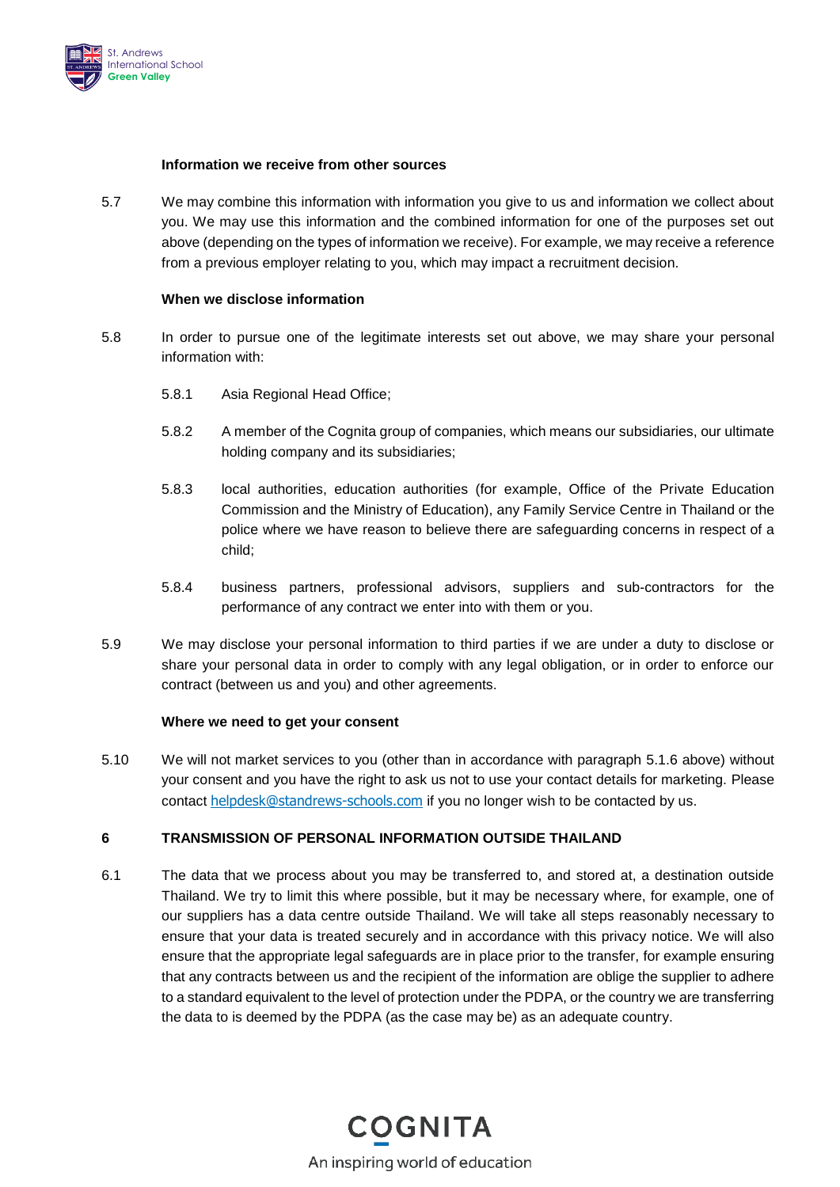**Information we receive from other sources**

5.7 We may combine this information with information you give to us and information we collect about you. We may use this information and the combined information for one of the purposes set out above (depending on the types of information we receive). For example, we may receive a reference from a previous employer relating to you, which may impact a recruitment decision.

**When we disclose information**

5.8 In order to pursue one of the legitimate interests set out above, we may share your personal information with:

5.8.1 Asia Regional Head Office;

5.8.2 A member of the Cognita group of companies, which means our subsidiaries, our ultimate holding company and its subsidiaries;

5.8.3 local authorities, education authorities (for example, Office of the Private Education Commission and the Ministry of Education), any Family Service Centre in Thailand or the police where we have reason to believe there are safeguarding concerns in respect of a child;

5.8.4 business partners, professional advisors, suppliers and sub-contractors for the performance of any contract we enter into with them or you.

5.9 We may disclose your personal information to third parties if we are under a duty to disclose or share your personal data in order to comply with any legal obligation, or in order to enforce our contract (between us and you) and other agreements.

**Where we need to get your consent**

5.10 We will not market services to you (other than in accordance with paragraph 5.1.6 above) without your consent and you have the right to ask us not to use your contact details for marketing. Please contact helpdesk@standrews-schools.com if you no longer wish to be contacted by us.

## 6 TRANSMISSION OF PERSONAL INFORMATION OUTSIDE THAILAND

6.1 The data that we process about you may be transferred to, and stored at, a destination outside Thailand. We try to limit this where possible, but it may be necessary where, for example, one of our suppliers has a data centre outside Thailand. We will take all steps reasonably necessary to ensure that your data is treated securely and in accordance with this privacy notice. We will also ensure that the appropriate legal safeguards are in place prior to the transfer, for example ensuring that any contracts between us and the recipient of the information are oblige the supplier to adhere to a standard equivalent to the level of protection under the PDPA, or the country we are transferring the data to is deemed by the PDPA (as the case may be) as an adequate country.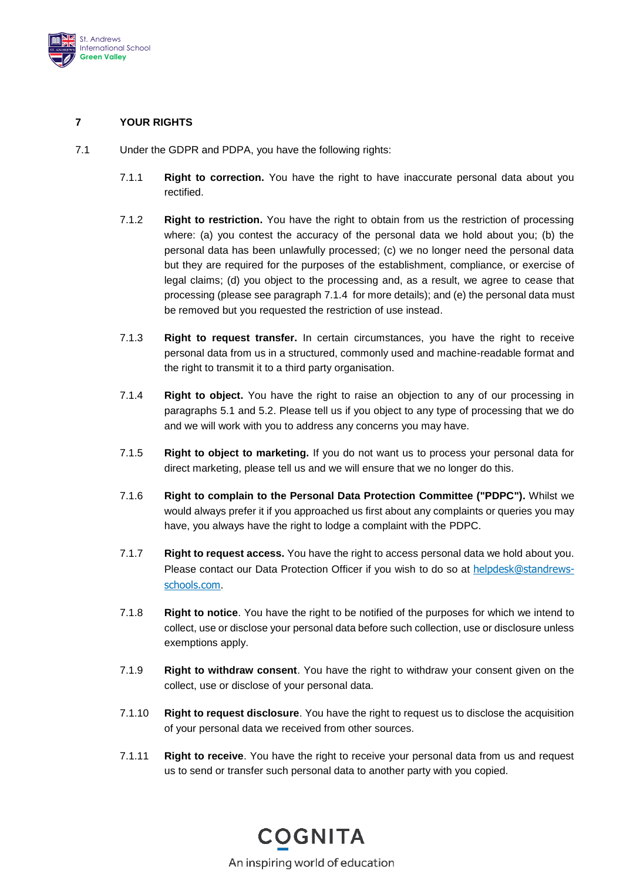## 7 YOUR RIGHTS

7.1 Under the GDPR and PDPA, you have the following rights:

7.1.1 **Right to correction.** You have the right to have inaccurate personal data about you rectified.

7.1.2 **Right to restriction.** You have the right to obtain from us the restriction of processing where: (a) you contest the accuracy of the personal data we hold about you; (b) the personal data has been unlawfully processed; (c) we no longer need the personal data but they are required for the purposes of the establishment, compliance, or exercise of legal claims; (d) you object to the processing and, as a result, we agree to cease that processing (please see paragraph 7.1.4 for more details); and (e) the personal data must be removed but you requested the restriction of use instead.

7.1.3 **Right to request transfer.** In certain circumstances, you have the right to receive personal data from us in a structured, commonly used and machine-readable format and the right to transmit it to a third party organisation.

7.1.4 **Right to object.** You have the right to raise an objection to any of our processing in paragraphs 5.1 and 5.2. Please tell us if you object to any type of processing that we do and we will work with you to address any concerns you may have.

7.1.5 **Right to object to marketing.** If you do not want us to process your personal data for direct marketing, please tell us and we will ensure that we no longer do this.

7.1.6 **Right to complain to the Personal Data Protection Committee ("PDPC").** Whilst we would always prefer it if you approached us first about any complaints or queries you may have, you always have the right to lodge a complaint with the PDPC.

7.1.7 **Right to request access.** You have the right to access personal data we hold about you. Please contact our Data Protection Officer if you wish to do so at helpdesk@standrews-schools.com.

7.1.8 **Right to notice**. You have the right to be notified of the purposes for which we intend to collect, use or disclose your personal data before such collection, use or disclosure unless exemptions apply.

7.1.9 **Right to withdraw consent**. You have the right to withdraw your consent given on the collect, use or disclose of your personal data.

7.1.10 **Right to request disclosure**. You have the right to request us to disclose the acquisition of your personal data we received from other sources.

7.1.11 **Right to receive**. You have the right to receive your personal data from us and request us to send or transfer such personal data to another party with you copied.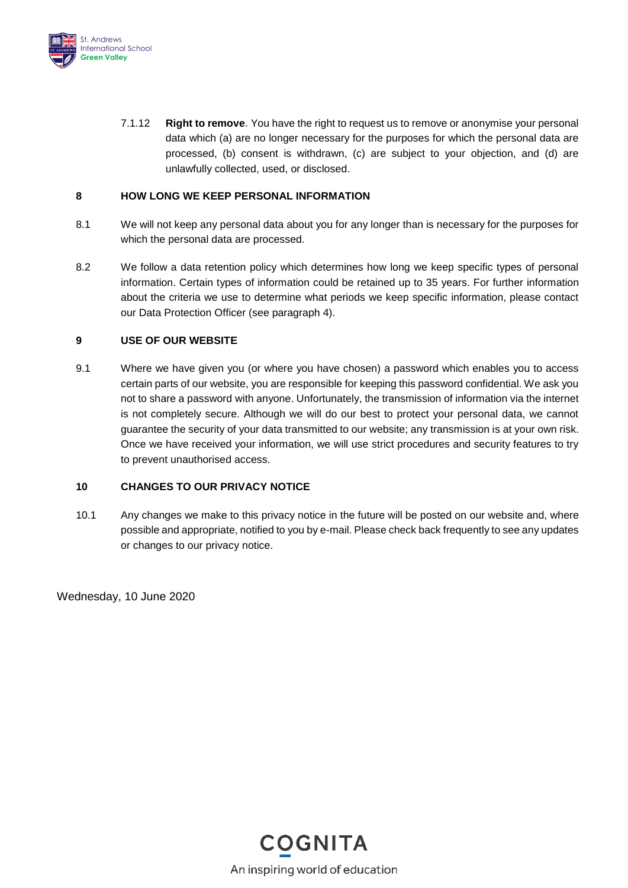7.1.12 **Right to remove**. You have the right to request us to remove or anonymise your personal data which (a) are no longer necessary for the purposes for which the personal data are processed, (b) consent is withdrawn, (c) are subject to your objection, and (d) are unlawfully collected, used, or disclosed.

## 8 HOW LONG WE KEEP PERSONAL INFORMATION

8.1 We will not keep any personal data about you for any longer than is necessary for the purposes for which the personal data are processed.

8.2 We follow a data retention policy which determines how long we keep specific types of personal information. Certain types of information could be retained up to 35 years. For further information about the criteria we use to determine what periods we keep specific information, please contact our Data Protection Officer (see paragraph 4).

## 9 USE OF OUR WEBSITE

9.1 Where we have given you (or where you have chosen) a password which enables you to access certain parts of our website, you are responsible for keeping this password confidential. We ask you not to share a password with anyone. Unfortunately, the transmission of information via the internet is not completely secure. Although we will do our best to protect your personal data, we cannot guarantee the security of your data transmitted to our website; any transmission is at your own risk. Once we have received your information, we will use strict procedures and security features to try to prevent unauthorised access.

## 10 CHANGES TO OUR PRIVACY NOTICE

10.1 Any changes we make to this privacy notice in the future will be posted on our website and, where possible and appropriate, notified to you by e-mail. Please check back frequently to see any updates or changes to our privacy notice.

Wednesday, 10 June 2020